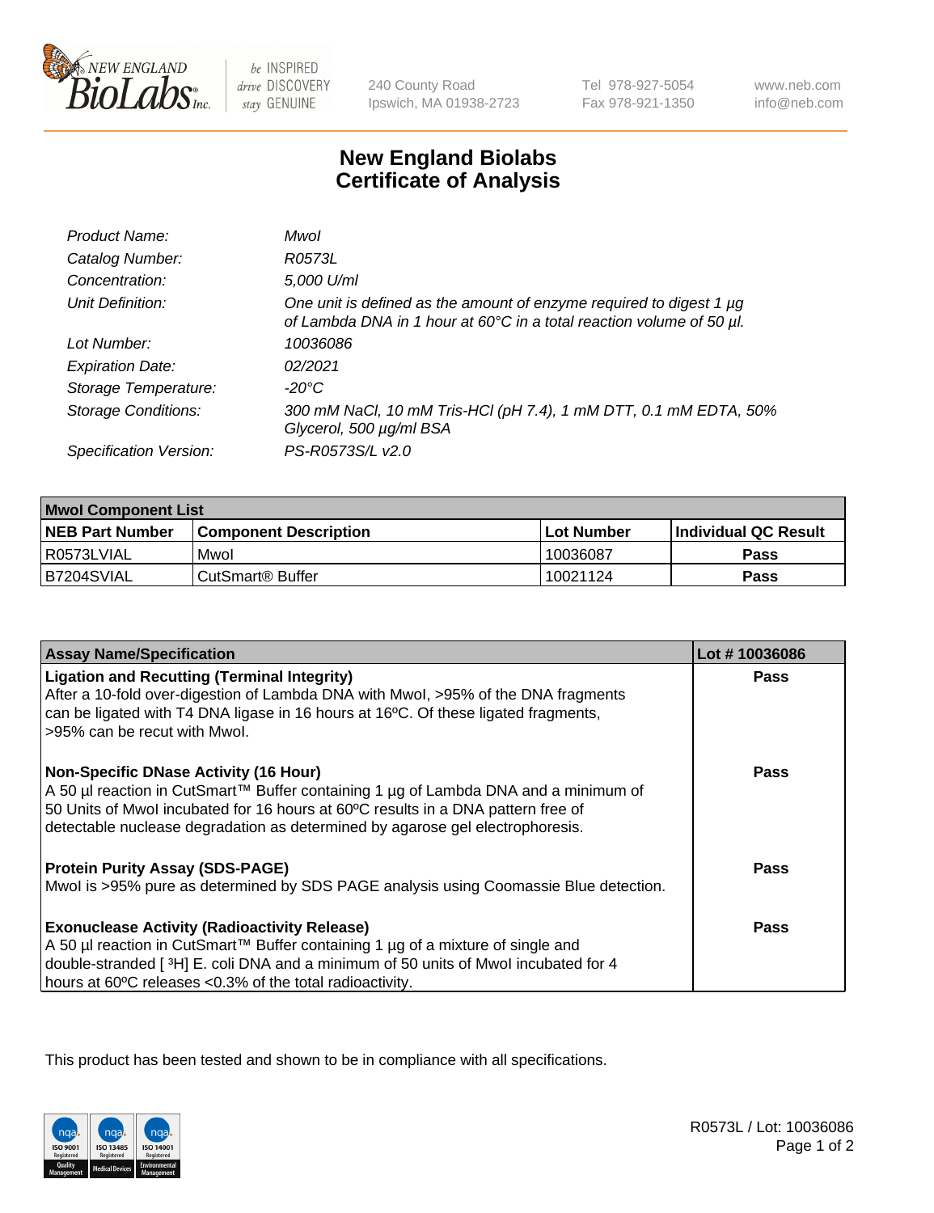New England BioLabs Inc. — be INSPIRED drive DISCOVERY stay GENUINE

240 County Road
Ipswich, MA 01938-2723

Tel 978-927-5054
Fax 978-921-1350

www.neb.com
info@neb.com

# New England Biolabs Certificate of Analysis

| | |
|---|---|
| *Product Name:* | *MwoI* |
| *Catalog Number:* | *R0573L* |
| *Concentration:* | *5,000 U/ml* |
| *Unit Definition:* | *One unit is defined as the amount of enzyme required to digest 1 µg of Lambda DNA in 1 hour at 60°C in a total reaction volume of 50 µl.* |
| *Lot Number:* | *10036086* |
| *Expiration Date:* | *02/2021* |
| *Storage Temperature:* | *-20°C* |
| *Storage Conditions:* | *300 mM NaCl, 10 mM Tris-HCl (pH 7.4), 1 mM DTT, 0.1 mM EDTA, 50% Glycerol, 500 µg/ml BSA* |
| *Specification Version:* | *PS-R0573S/L v2.0* |

| MwoI Component List | | | |
|---|---|---|---|
| **NEB Part Number** | **Component Description** | **Lot Number** | **Individual QC Result** |
| R0573LVIAL | MwoI | 10036087 | **Pass** |
| B7204SVIAL | CutSmart® Buffer | 10021124 | **Pass** |

| Assay Name/Specification | Lot # 10036086 |
|---|---|
| **Ligation and Recutting (Terminal Integrity)** After a 10-fold over-digestion of Lambda DNA with MwoI, >95% of the DNA fragments can be ligated with T4 DNA ligase in 16 hours at 16ºC. Of these ligated fragments, >95% can be recut with MwoI. | **Pass** |
| **Non-Specific DNase Activity (16 Hour)** A 50 µl reaction in CutSmart™ Buffer containing 1 µg of Lambda DNA and a minimum of 50 Units of MwoI incubated for 16 hours at 60ºC results in a DNA pattern free of detectable nuclease degradation as determined by agarose gel electrophoresis. | **Pass** |
| **Protein Purity Assay (SDS-PAGE)** MwoI is >95% pure as determined by SDS PAGE analysis using Coomassie Blue detection. | **Pass** |
| **Exonuclease Activity (Radioactivity Release)** A 50 µl reaction in CutSmart™ Buffer containing 1 µg of a mixture of single and double-stranded [ $^3$H] E. coli DNA and a minimum of 50 units of MwoI incubated for 4 hours at 60ºC releases <0.3% of the total radioactivity. | **Pass** |

This product has been tested and shown to be in compliance with all specifications.

R0573L / Lot: 10036086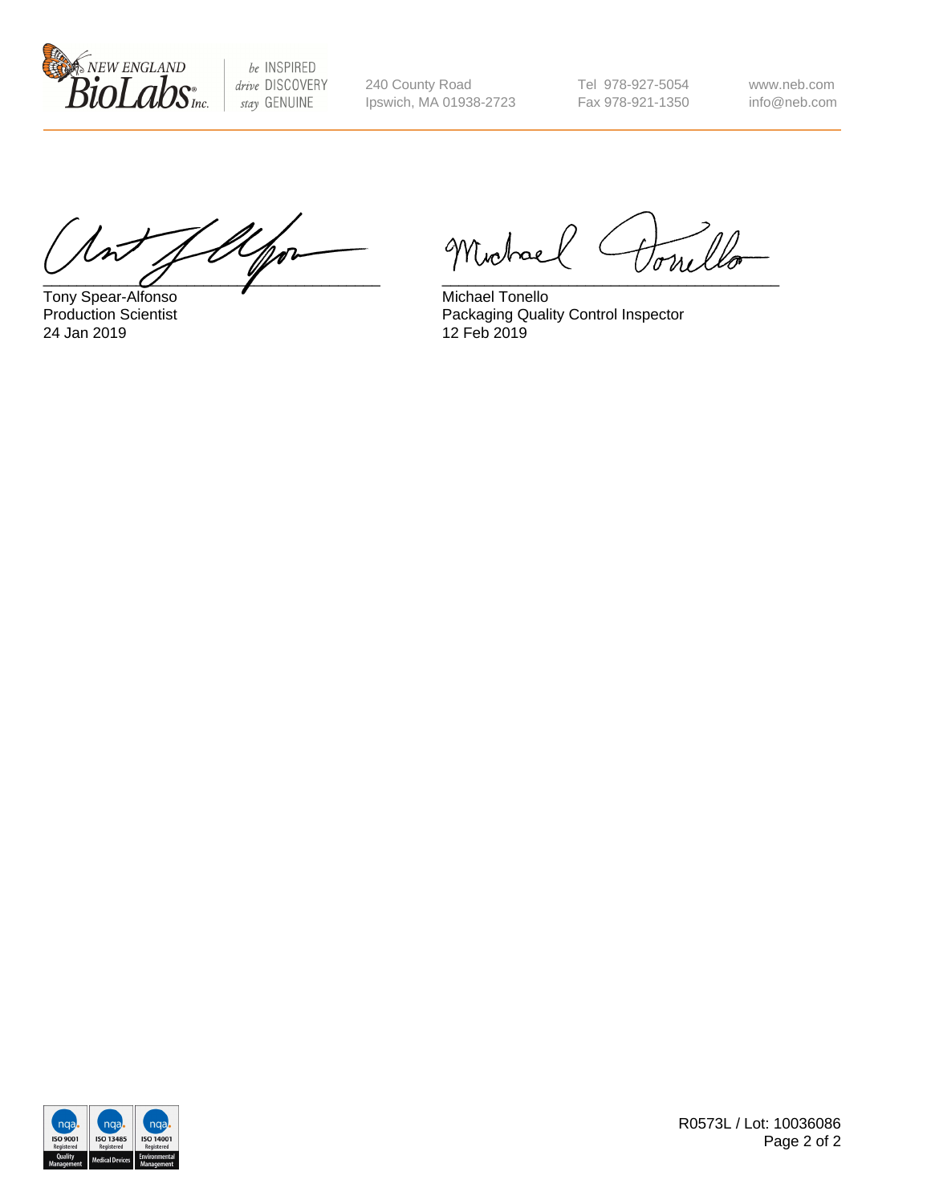New England BioLabs Inc.

be INSPIRED
drive DISCOVERY
stay GENUINE

240 County Road
Ipswich, MA 01938-2723

Tel 978-927-5054
Fax 978-921-1350

www.neb.com
info@neb.com

Tony Spear-Alfonso
Production Scientist
24 Jan 2019

Michael Tonello
Packaging Quality Control Inspector
12 Feb 2019

R0573L / Lot: 10036086